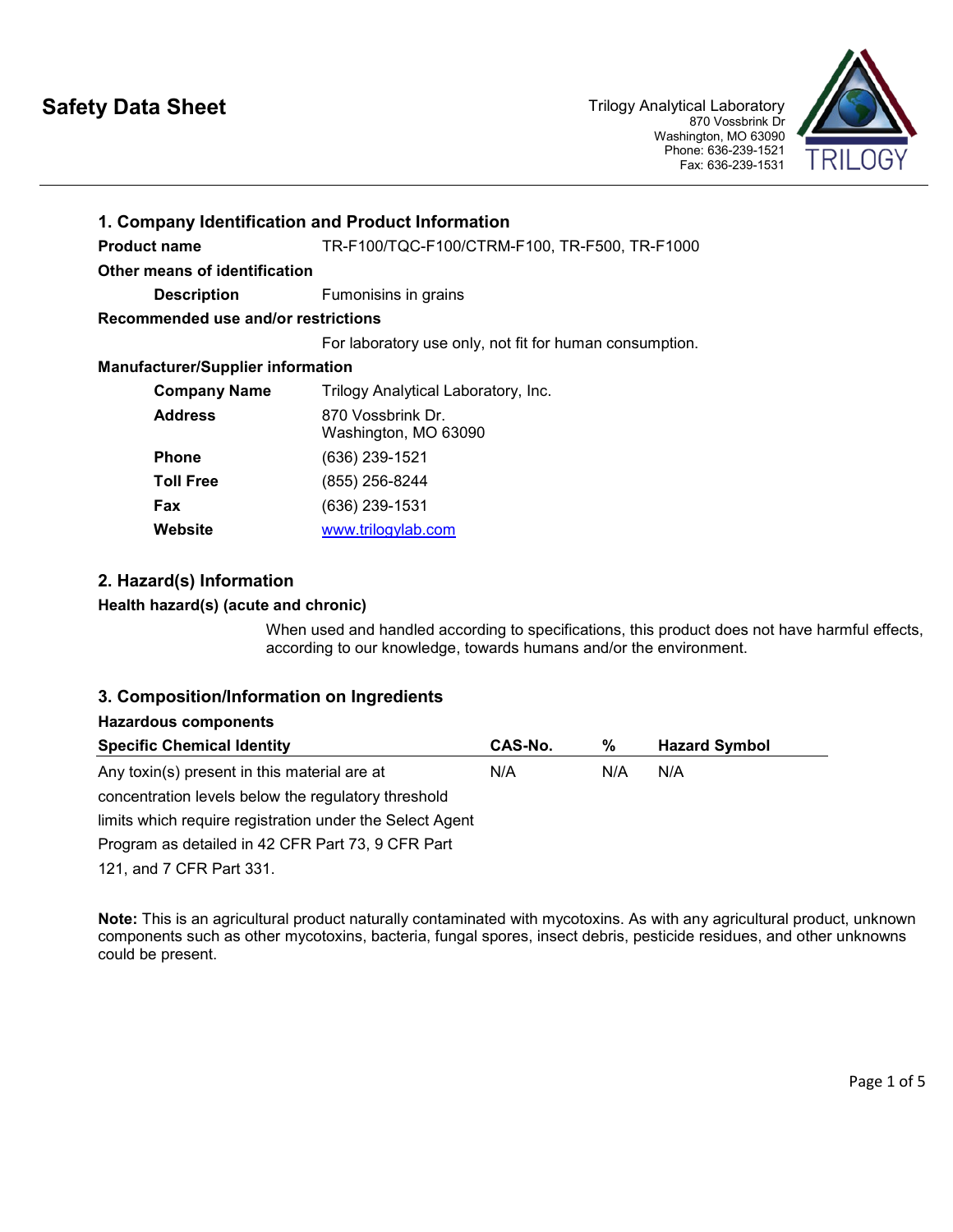# Safety Data Sheet

Trilogy Analytical Laboratory
870 Vossbrink Dr
Washington, MO 63090
Phone: 636-239-1521
Fax: 636-239-1531

## 1. Company Identification and Product Information

**Product name** TR-F100/TQC-F100/CTRM-F100, TR-F500, TR-F1000

**Other means of identification**

**Description** Fumonisins in grains

**Recommended use and/or restrictions**

For laboratory use only, not fit for human consumption.

**Manufacturer/Supplier information**

**Company Name** Trilogy Analytical Laboratory, Inc.

**Address** 870 Vossbrink Dr.
Washington, MO 63090

**Phone** (636) 239-1521

**Toll Free** (855) 256-8244

**Fax** (636) 239-1531

**Website** www.trilogylab.com

## 2. Hazard(s) Information

**Health hazard(s) (acute and chronic)**

When used and handled according to specifications, this product does not have harmful effects, according to our knowledge, towards humans and/or the environment.

## 3. Composition/Information on Ingredients

**Hazardous components**

| Specific Chemical Identity | CAS-No. | % | Hazard Symbol |
|---|---|---|---|
| Any toxin(s) present in this material are at concentration levels below the regulatory threshold limits which require registration under the Select Agent Program as detailed in 42 CFR Part 73, 9 CFR Part 121, and 7 CFR Part 331. | N/A | N/A | N/A |

**Note:** This is an agricultural product naturally contaminated with mycotoxins. As with any agricultural product, unknown components such as other mycotoxins, bacteria, fungal spores, insect debris, pesticide residues, and other unknowns could be present.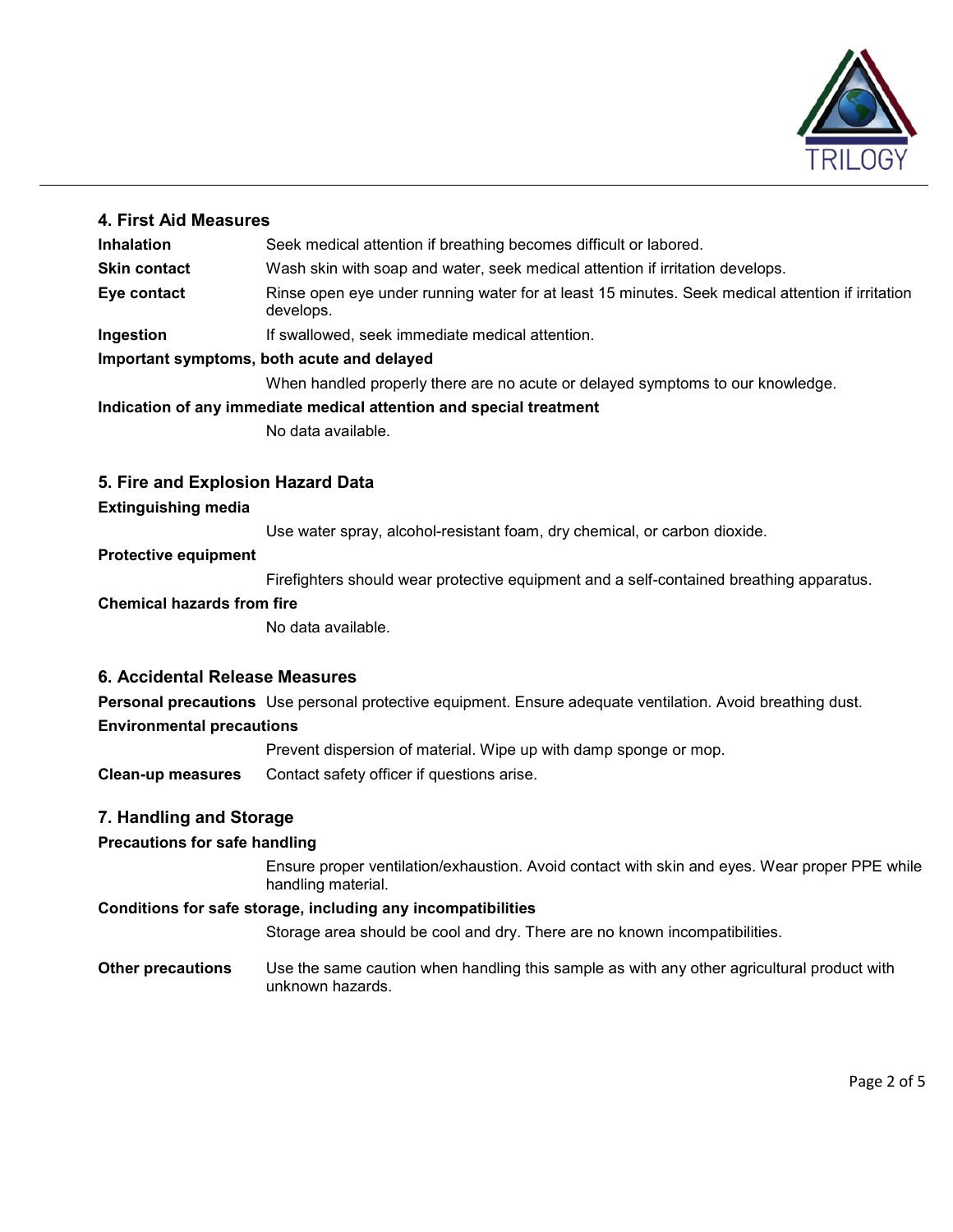## 4. First Aid Measures

**Inhalation** Seek medical attention if breathing becomes difficult or labored.

**Skin contact** Wash skin with soap and water, seek medical attention if irritation develops.

**Eye contact** Rinse open eye under running water for at least 15 minutes. Seek medical attention if irritation develops.

**Ingestion** If swallowed, seek immediate medical attention.

**Important symptoms, both acute and delayed**

When handled properly there are no acute or delayed symptoms to our knowledge.

**Indication of any immediate medical attention and special treatment**

No data available.

## 5. Fire and Explosion Hazard Data

**Extinguishing media**

Use water spray, alcohol-resistant foam, dry chemical, or carbon dioxide.

**Protective equipment**

Firefighters should wear protective equipment and a self-contained breathing apparatus.

**Chemical hazards from fire**

No data available.

## 6. Accidental Release Measures

**Personal precautions** Use personal protective equipment. Ensure adequate ventilation. Avoid breathing dust.

**Environmental precautions**

Prevent dispersion of material. Wipe up with damp sponge or mop.

**Clean-up measures** Contact safety officer if questions arise.

## 7. Handling and Storage

**Precautions for safe handling**

Ensure proper ventilation/exhaustion. Avoid contact with skin and eyes. Wear proper PPE while handling material.

**Conditions for safe storage, including any incompatibilities**

Storage area should be cool and dry. There are no known incompatibilities.

**Other precautions** Use the same caution when handling this sample as with any other agricultural product with unknown hazards.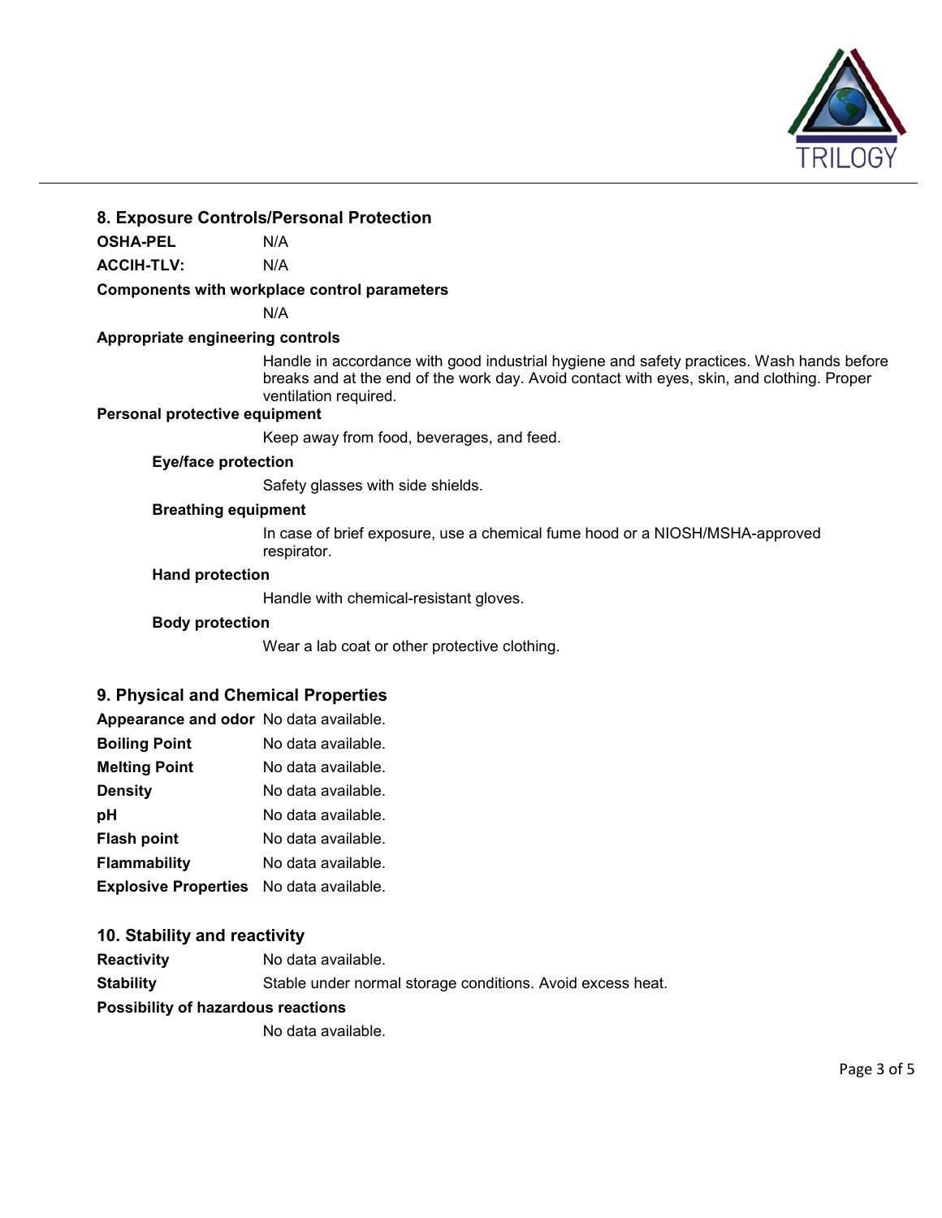## 8. Exposure Controls/Personal Protection

**OSHA-PEL** N/A

**ACCIH-TLV:** N/A

**Components with workplace control parameters**

N/A

**Appropriate engineering controls**

Handle in accordance with good industrial hygiene and safety practices. Wash hands before breaks and at the end of the work day. Avoid contact with eyes, skin, and clothing. Proper ventilation required.

**Personal protective equipment**

Keep away from food, beverages, and feed.

**Eye/face protection**

Safety glasses with side shields.

**Breathing equipment**

In case of brief exposure, use a chemical fume hood or a NIOSH/MSHA-approved respirator.

**Hand protection**

Handle with chemical-resistant gloves.

**Body protection**

Wear a lab coat or other protective clothing.

## 9. Physical and Chemical Properties

**Appearance and odor** No data available.

**Boiling Point** No data available.

**Melting Point** No data available.

**Density** No data available.

**pH** No data available.

**Flash point** No data available.

**Flammability** No data available.

**Explosive Properties** No data available.

## 10. Stability and reactivity

**Reactivity** No data available.

**Stability** Stable under normal storage conditions. Avoid excess heat.

**Possibility of hazardous reactions**

No data available.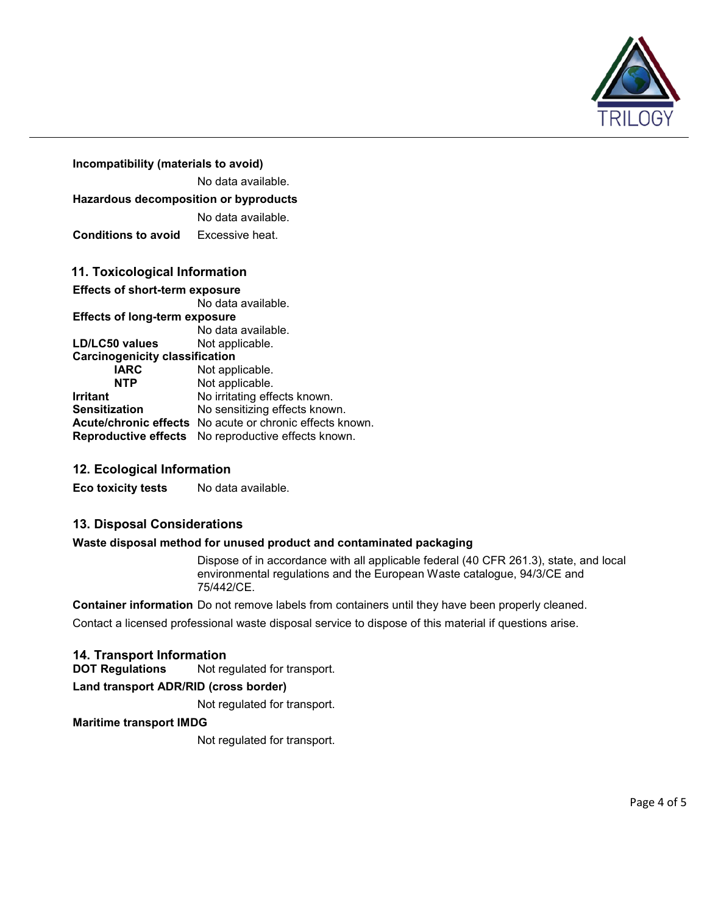**Incompatibility (materials to avoid)**

No data available.

**Hazardous decomposition or byproducts**

No data available.

**Conditions to avoid** Excessive heat.

## 11. Toxicological Information

**Effects of short-term exposure**

No data available.

**Effects of long-term exposure**

No data available.

**LD/LC50 values** Not applicable.

**Carcinogenicity classification**

**IARC** Not applicable.

**NTP** Not applicable.

**Irritant** No irritating effects known.

**Sensitization** No sensitizing effects known.

**Acute/chronic effects** No acute or chronic effects known.

**Reproductive effects** No reproductive effects known.

## 12. Ecological Information

**Eco toxicity tests** No data available.

## 13. Disposal Considerations

**Waste disposal method for unused product and contaminated packaging**

Dispose of in accordance with all applicable federal (40 CFR 261.3), state, and local environmental regulations and the European Waste catalogue, 94/3/CE and 75/442/CE.

**Container information** Do not remove labels from containers until they have been properly cleaned.

Contact a licensed professional waste disposal service to dispose of this material if questions arise.

## 14. Transport Information

**DOT Regulations** Not regulated for transport.

**Land transport ADR/RID (cross border)**

Not regulated for transport.

**Maritime transport IMDG**

Not regulated for transport.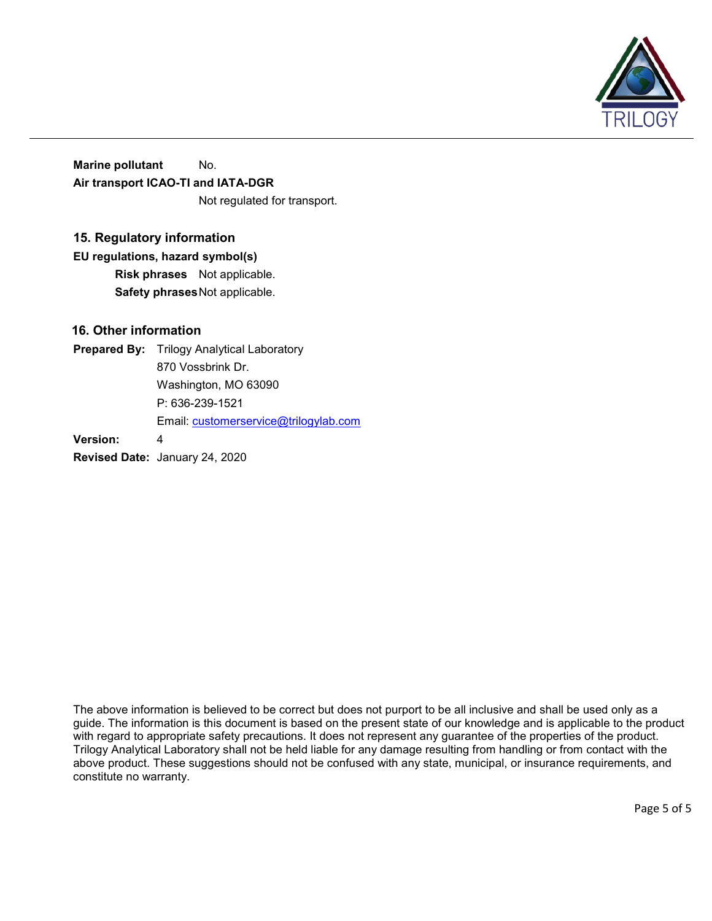**Marine pollutant** No.

**Air transport ICAO-TI and IATA-DGR**

Not regulated for transport.

## 15. Regulatory information

**EU regulations, hazard symbol(s)**

**Risk phrases** Not applicable.

**Safety phrases** Not applicable.

## 16. Other information

**Prepared By:** Trilogy Analytical Laboratory
870 Vossbrink Dr.
Washington, MO 63090
P: 636-239-1521
Email: customerservice@trilogylab.com

**Version:** 4

**Revised Date:** January 24, 2020

The above information is believed to be correct but does not purport to be all inclusive and shall be used only as a guide. The information is this document is based on the present state of our knowledge and is applicable to the product with regard to appropriate safety precautions. It does not represent any guarantee of the properties of the product. Trilogy Analytical Laboratory shall not be held liable for any damage resulting from handling or from contact with the above product. These suggestions should not be confused with any state, municipal, or insurance requirements, and constitute no warranty.